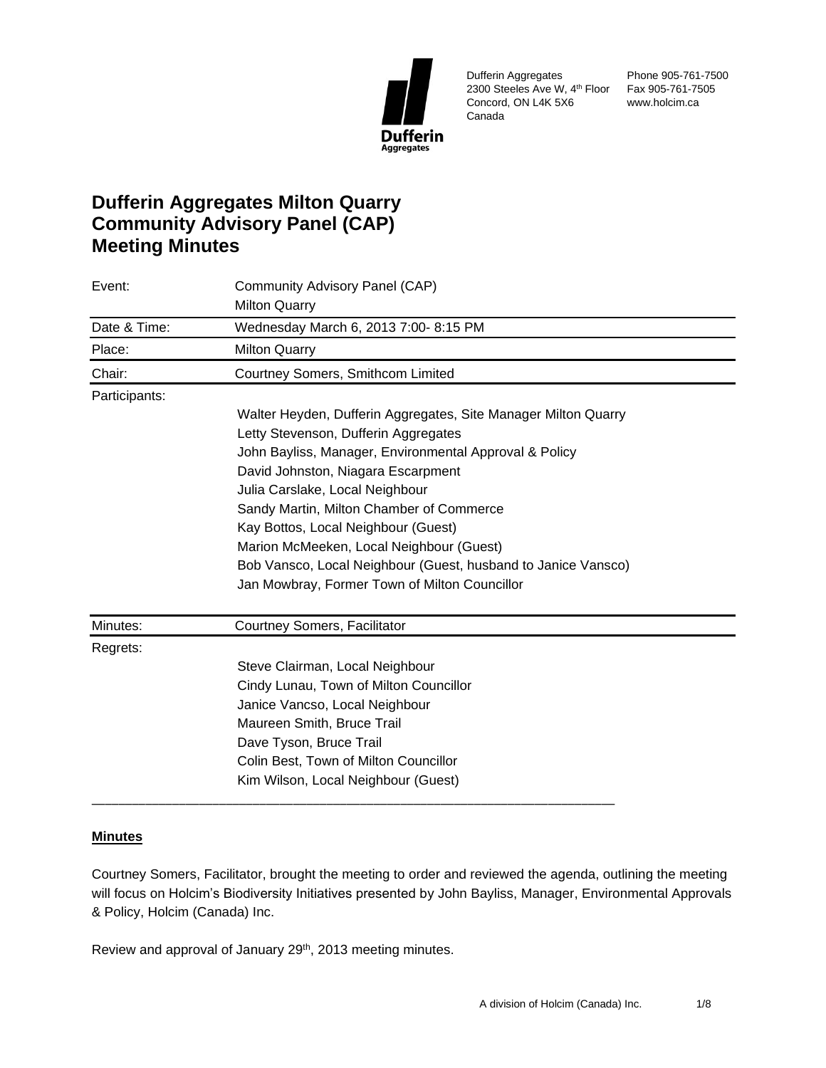Dufferin Aggregates
2300 Steeles Ave W, 4th Floor
Concord, ON L4K 5X6
Canada

Phone 905-761-7500
Fax 905-761-7505
www.holcim.ca

# Dufferin Aggregates Milton Quarry Community Advisory Panel (CAP) Meeting Minutes

| Event: | Community Advisory Panel (CAP) Milton Quarry |
|---|---|
| Date & Time: | Wednesday March 6, 2013 7:00- 8:15 PM |
| Place: | Milton Quarry |
| Chair: | Courtney Somers, Smithcom Limited |

Participants:

- Walter Heyden, Dufferin Aggregates, Site Manager Milton Quarry
- Letty Stevenson, Dufferin Aggregates
- John Bayliss, Manager, Environmental Approval & Policy
- David Johnston, Niagara Escarpment
- Julia Carslake, Local Neighbour
- Sandy Martin, Milton Chamber of Commerce
- Kay Bottos, Local Neighbour (Guest)
- Marion McMeeken, Local Neighbour (Guest)
- Bob Vansco, Local Neighbour (Guest, husband to Janice Vansco)
- Jan Mowbray, Former Town of Milton Councillor

Minutes: Courtney Somers, Facilitator

Regrets:

- Steve Clairman, Local Neighbour
- Cindy Lunau, Town of Milton Councillor
- Janice Vancso, Local Neighbour
- Maureen Smith, Bruce Trail
- Dave Tyson, Bruce Trail
- Colin Best, Town of Milton Councillor
- Kim Wilson, Local Neighbour (Guest)

---

**Minutes**

Courtney Somers, Facilitator, brought the meeting to order and reviewed the agenda, outlining the meeting will focus on Holcim's Biodiversity Initiatives presented by John Bayliss, Manager, Environmental Approvals & Policy, Holcim (Canada) Inc.

Review and approval of January 29th, 2013 meeting minutes.

A division of Holcim (Canada) Inc.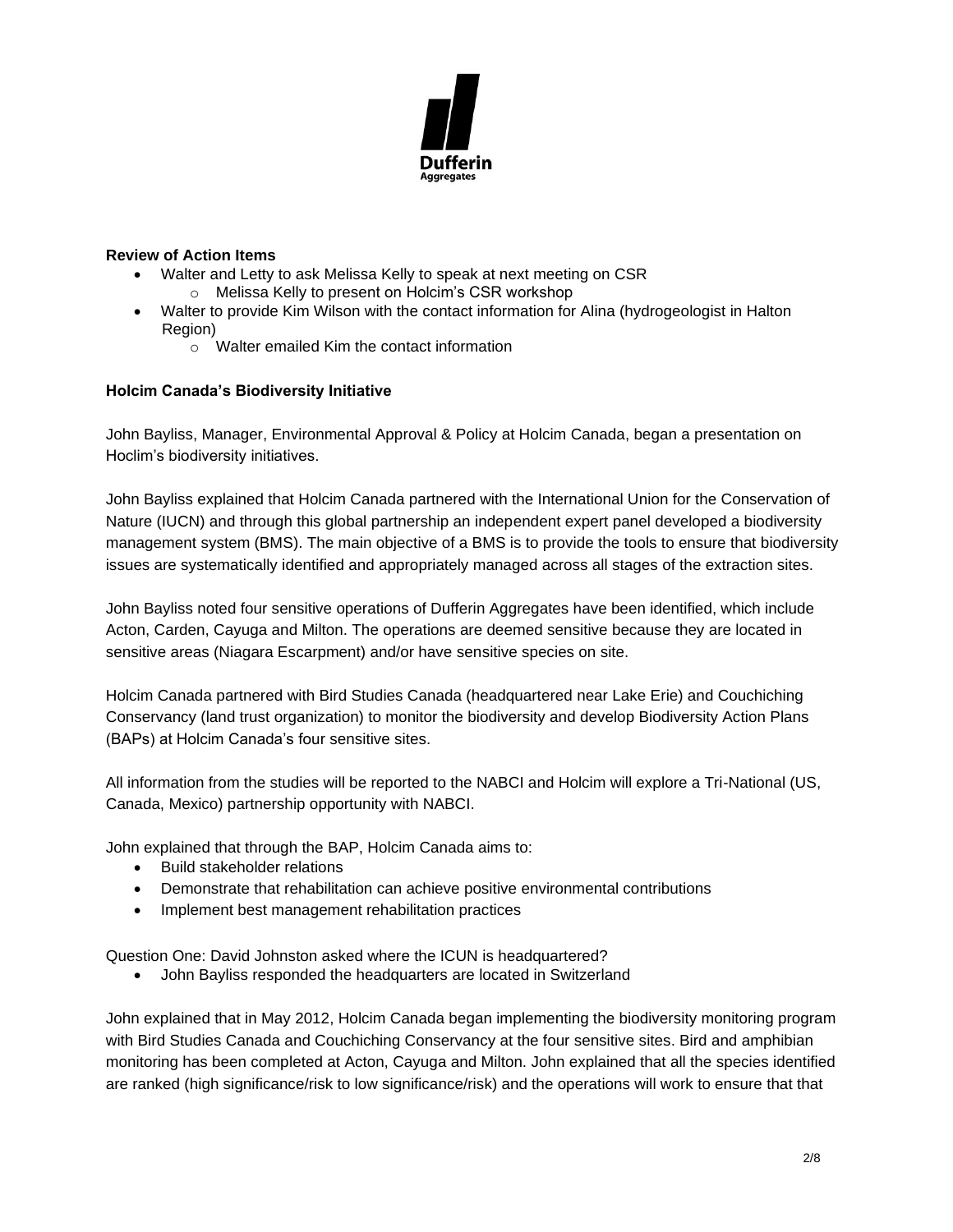**Review of Action Items**

- Walter and Letty to ask Melissa Kelly to speak at next meeting on CSR
  - Melissa Kelly to present on Holcim's CSR workshop
- Walter to provide Kim Wilson with the contact information for Alina (hydrogeologist in Halton Region)
  - Walter emailed Kim the contact information

**Holcim Canada's Biodiversity Initiative**

John Bayliss, Manager, Environmental Approval & Policy at Holcim Canada, began a presentation on Hoclim's biodiversity initiatives.

John Bayliss explained that Holcim Canada partnered with the International Union for the Conservation of Nature (IUCN) and through this global partnership an independent expert panel developed a biodiversity management system (BMS). The main objective of a BMS is to provide the tools to ensure that biodiversity issues are systematically identified and appropriately managed across all stages of the extraction sites.

John Bayliss noted four sensitive operations of Dufferin Aggregates have been identified, which include Acton, Carden, Cayuga and Milton. The operations are deemed sensitive because they are located in sensitive areas (Niagara Escarpment) and/or have sensitive species on site.

Holcim Canada partnered with Bird Studies Canada (headquartered near Lake Erie) and Couchiching Conservancy (land trust organization) to monitor the biodiversity and develop Biodiversity Action Plans (BAPs) at Holcim Canada's four sensitive sites.

All information from the studies will be reported to the NABCI and Holcim will explore a Tri-National (US, Canada, Mexico) partnership opportunity with NABCI.

John explained that through the BAP, Holcim Canada aims to:

- Build stakeholder relations
- Demonstrate that rehabilitation can achieve positive environmental contributions
- Implement best management rehabilitation practices

Question One: David Johnston asked where the ICUN is headquartered?

- John Bayliss responded the headquarters are located in Switzerland

John explained that in May 2012, Holcim Canada began implementing the biodiversity monitoring program with Bird Studies Canada and Couchiching Conservancy at the four sensitive sites. Bird and amphibian monitoring has been completed at Acton, Cayuga and Milton. John explained that all the species identified are ranked (high significance/risk to low significance/risk) and the operations will work to ensure that that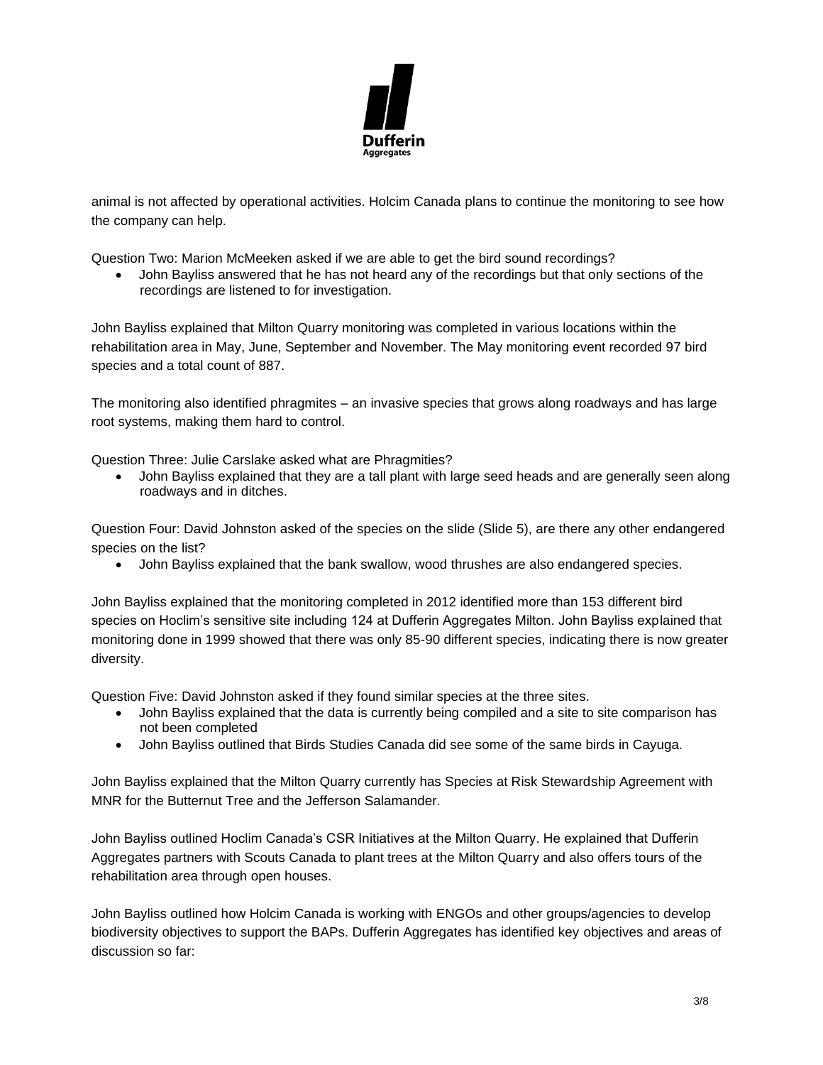animal is not affected by operational activities. Holcim Canada plans to continue the monitoring to see how the company can help.

Question Two: Marion McMeeken asked if we are able to get the bird sound recordings?

- John Bayliss answered that he has not heard any of the recordings but that only sections of the recordings are listened to for investigation.

John Bayliss explained that Milton Quarry monitoring was completed in various locations within the rehabilitation area in May, June, September and November. The May monitoring event recorded 97 bird species and a total count of 887.

The monitoring also identified phragmites – an invasive species that grows along roadways and has large root systems, making them hard to control.

Question Three: Julie Carslake asked what are Phragmities?

- John Bayliss explained that they are a tall plant with large seed heads and are generally seen along roadways and in ditches.

Question Four: David Johnston asked of the species on the slide (Slide 5), are there any other endangered species on the list?

- John Bayliss explained that the bank swallow, wood thrushes are also endangered species.

John Bayliss explained that the monitoring completed in 2012 identified more than 153 different bird species on Hoclim's sensitive site including 124 at Dufferin Aggregates Milton. John Bayliss explained that monitoring done in 1999 showed that there was only 85-90 different species, indicating there is now greater diversity.

Question Five: David Johnston asked if they found similar species at the three sites.

- John Bayliss explained that the data is currently being compiled and a site to site comparison has not been completed
- John Bayliss outlined that Birds Studies Canada did see some of the same birds in Cayuga.

John Bayliss explained that the Milton Quarry currently has Species at Risk Stewardship Agreement with MNR for the Butternut Tree and the Jefferson Salamander.

John Bayliss outlined Hoclim Canada's CSR Initiatives at the Milton Quarry. He explained that Dufferin Aggregates partners with Scouts Canada to plant trees at the Milton Quarry and also offers tours of the rehabilitation area through open houses.

John Bayliss outlined how Holcim Canada is working with ENGOs and other groups/agencies to develop biodiversity objectives to support the BAPs. Dufferin Aggregates has identified key objectives and areas of discussion so far: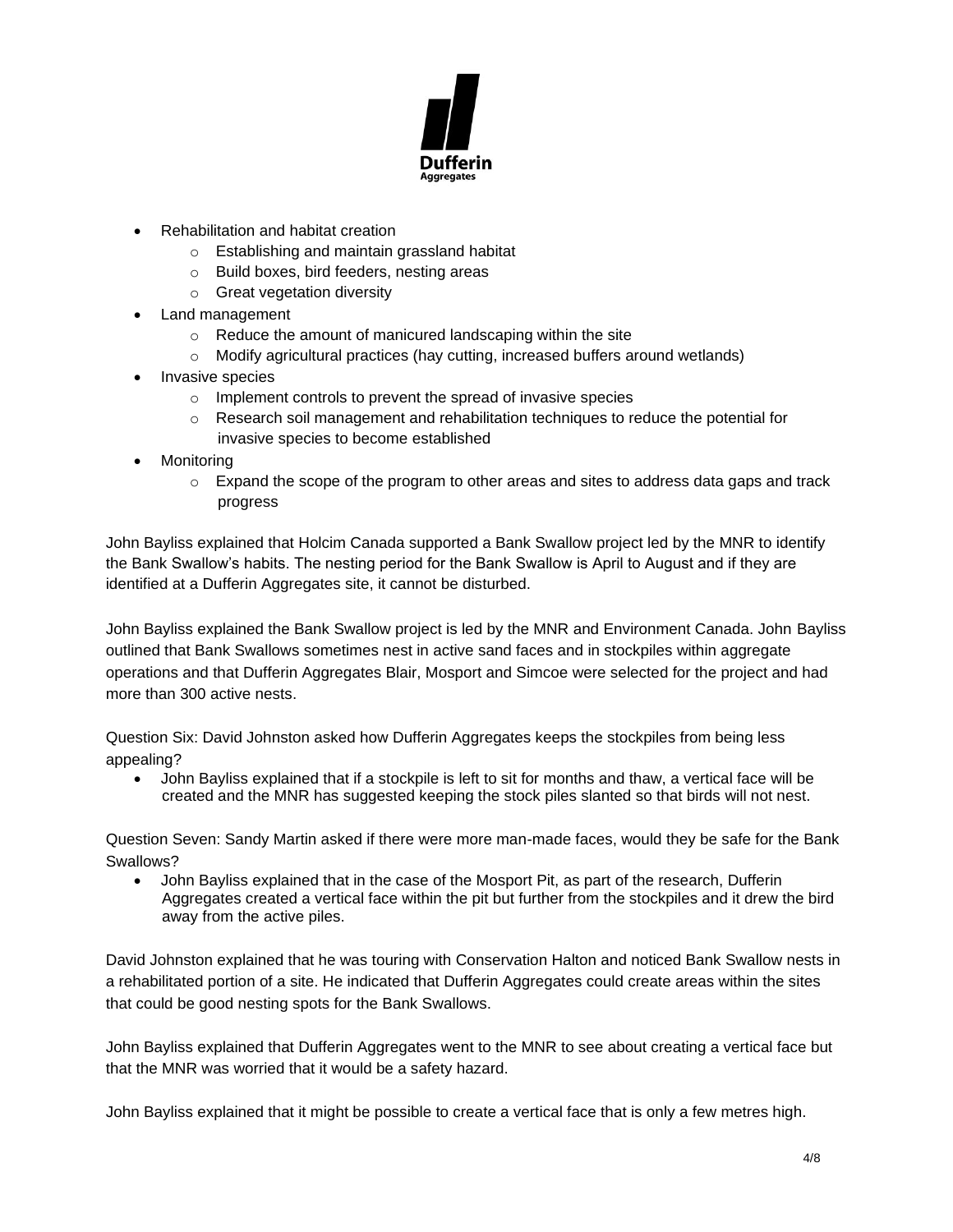- Rehabilitation and habitat creation
  - Establishing and maintain grassland habitat
  - Build boxes, bird feeders, nesting areas
  - Great vegetation diversity
- Land management
  - Reduce the amount of manicured landscaping within the site
  - Modify agricultural practices (hay cutting, increased buffers around wetlands)
- Invasive species
  - Implement controls to prevent the spread of invasive species
  - Research soil management and rehabilitation techniques to reduce the potential for invasive species to become established
- Monitoring
  - Expand the scope of the program to other areas and sites to address data gaps and track progress

John Bayliss explained that Holcim Canada supported a Bank Swallow project led by the MNR to identify the Bank Swallow's habits. The nesting period for the Bank Swallow is April to August and if they are identified at a Dufferin Aggregates site, it cannot be disturbed.

John Bayliss explained the Bank Swallow project is led by the MNR and Environment Canada. John Bayliss outlined that Bank Swallows sometimes nest in active sand faces and in stockpiles within aggregate operations and that Dufferin Aggregates Blair, Mosport and Simcoe were selected for the project and had more than 300 active nests.

Question Six: David Johnston asked how Dufferin Aggregates keeps the stockpiles from being less appealing?

- John Bayliss explained that if a stockpile is left to sit for months and thaw, a vertical face will be created and the MNR has suggested keeping the stock piles slanted so that birds will not nest.

Question Seven: Sandy Martin asked if there were more man-made faces, would they be safe for the Bank Swallows?

- John Bayliss explained that in the case of the Mosport Pit, as part of the research, Dufferin Aggregates created a vertical face within the pit but further from the stockpiles and it drew the bird away from the active piles.

David Johnston explained that he was touring with Conservation Halton and noticed Bank Swallow nests in a rehabilitated portion of a site. He indicated that Dufferin Aggregates could create areas within the sites that could be good nesting spots for the Bank Swallows.

John Bayliss explained that Dufferin Aggregates went to the MNR to see about creating a vertical face but that the MNR was worried that it would be a safety hazard.

John Bayliss explained that it might be possible to create a vertical face that is only a few metres high.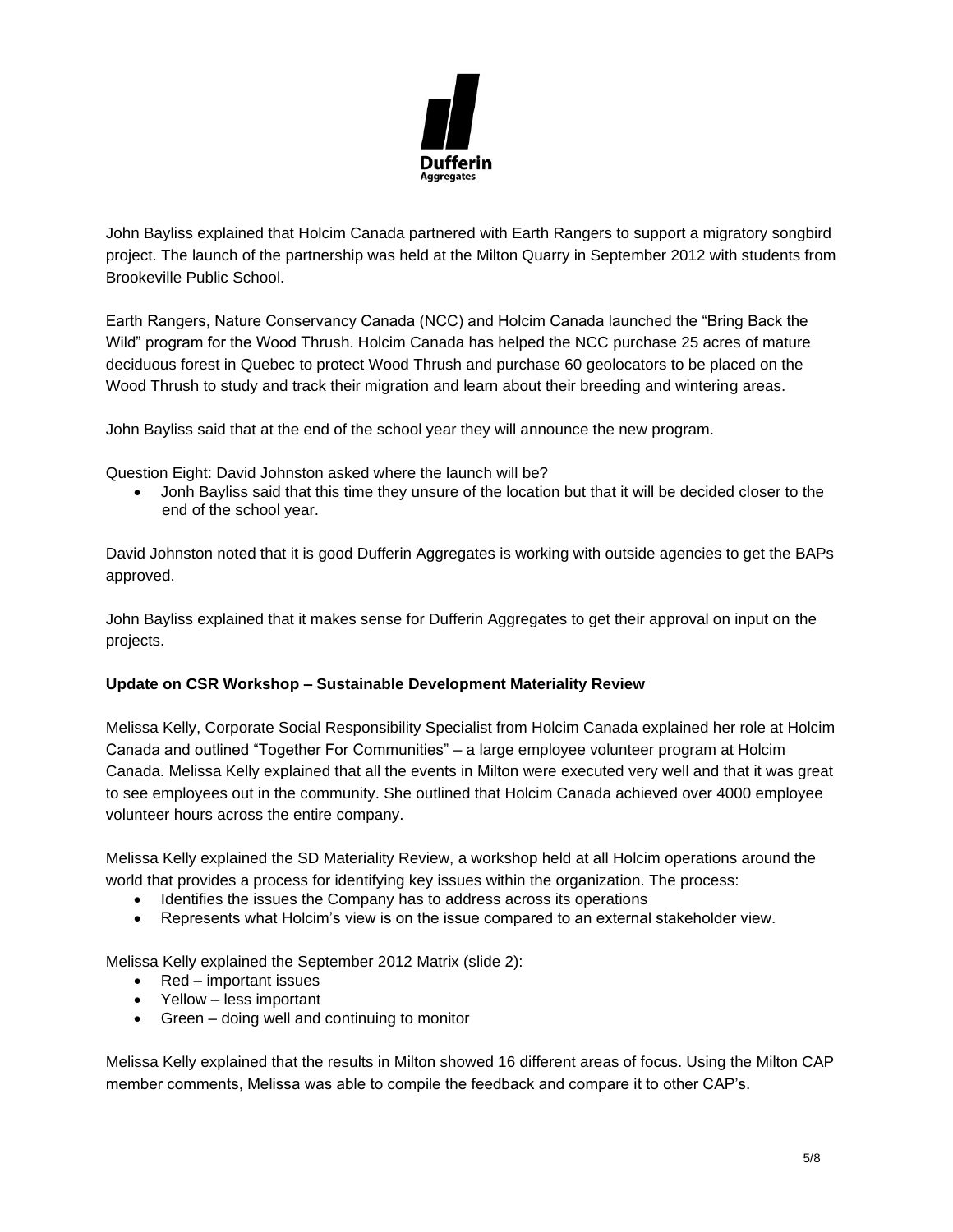John Bayliss explained that Holcim Canada partnered with Earth Rangers to support a migratory songbird project. The launch of the partnership was held at the Milton Quarry in September 2012 with students from Brookeville Public School.

Earth Rangers, Nature Conservancy Canada (NCC) and Holcim Canada launched the "Bring Back the Wild" program for the Wood Thrush. Holcim Canada has helped the NCC purchase 25 acres of mature deciduous forest in Quebec to protect Wood Thrush and purchase 60 geolocators to be placed on the Wood Thrush to study and track their migration and learn about their breeding and wintering areas.

John Bayliss said that at the end of the school year they will announce the new program.

Question Eight: David Johnston asked where the launch will be?

- Jonh Bayliss said that this time they unsure of the location but that it will be decided closer to the end of the school year.

David Johnston noted that it is good Dufferin Aggregates is working with outside agencies to get the BAPs approved.

John Bayliss explained that it makes sense for Dufferin Aggregates to get their approval on input on the projects.

**Update on CSR Workshop – Sustainable Development Materiality Review**

Melissa Kelly, Corporate Social Responsibility Specialist from Holcim Canada explained her role at Holcim Canada and outlined "Together For Communities" – a large employee volunteer program at Holcim Canada. Melissa Kelly explained that all the events in Milton were executed very well and that it was great to see employees out in the community. She outlined that Holcim Canada achieved over 4000 employee volunteer hours across the entire company.

Melissa Kelly explained the SD Materiality Review, a workshop held at all Holcim operations around the world that provides a process for identifying key issues within the organization. The process:

- Identifies the issues the Company has to address across its operations
- Represents what Holcim's view is on the issue compared to an external stakeholder view.

Melissa Kelly explained the September 2012 Matrix (slide 2):

- Red – important issues
- Yellow – less important
- Green – doing well and continuing to monitor

Melissa Kelly explained that the results in Milton showed 16 different areas of focus. Using the Milton CAP member comments, Melissa was able to compile the feedback and compare it to other CAP's.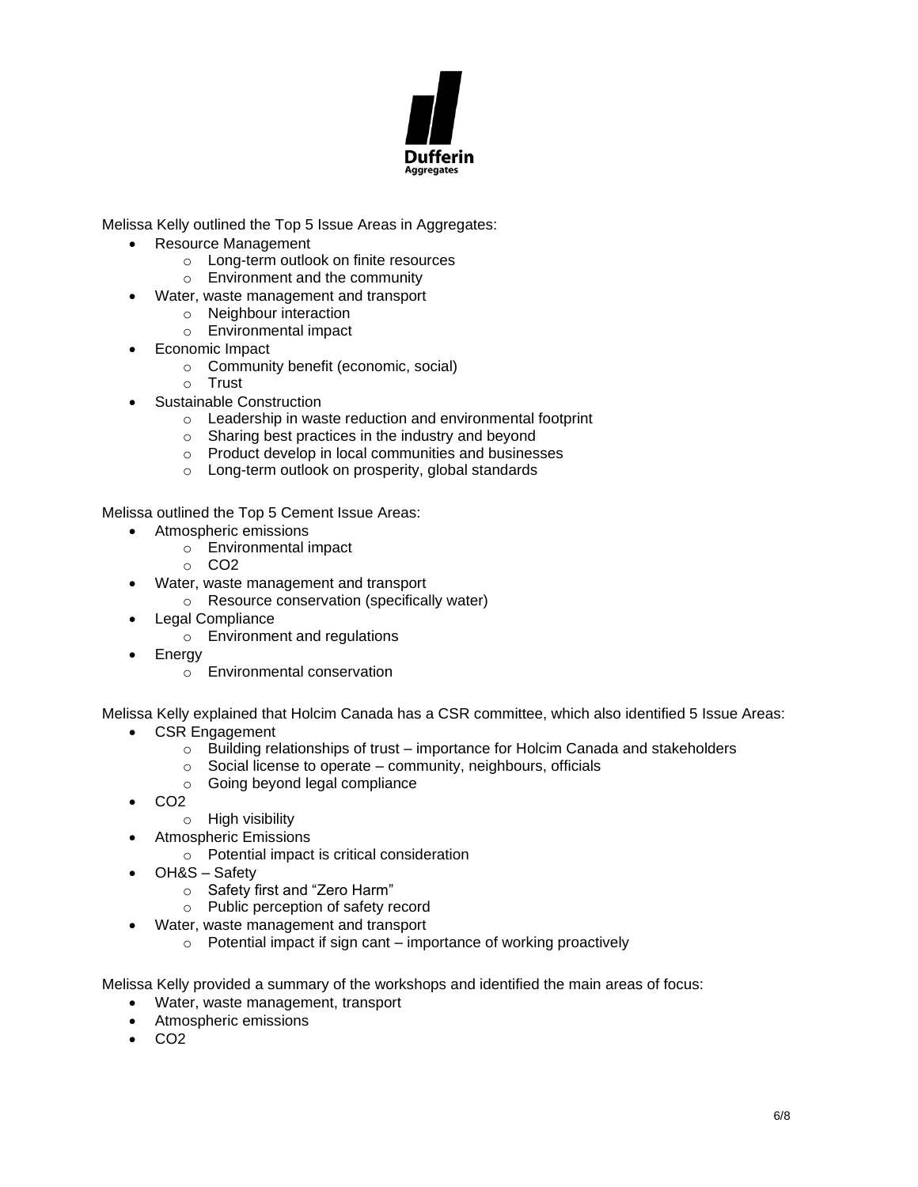Dufferin Aggregates

Melissa Kelly outlined the Top 5 Issue Areas in Aggregates:

- Resource Management
  - Long-term outlook on finite resources
  - Environment and the community
- Water, waste management and transport
  - Neighbour interaction
  - Environmental impact
- Economic Impact
  - Community benefit (economic, social)
  - Trust
- Sustainable Construction
  - Leadership in waste reduction and environmental footprint
  - Sharing best practices in the industry and beyond
  - Product develop in local communities and businesses
  - Long-term outlook on prosperity, global standards

Melissa outlined the Top 5 Cement Issue Areas:

- Atmospheric emissions
  - Environmental impact
  - $CO_2$
- Water, waste management and transport
  - Resource conservation (specifically water)
- Legal Compliance
  - Environment and regulations
- Energy
  - Environmental conservation

Melissa Kelly explained that Holcim Canada has a CSR committee, which also identified 5 Issue Areas:

- CSR Engagement
  - Building relationships of trust – importance for Holcim Canada and stakeholders
  - Social license to operate – community, neighbours, officials
  - Going beyond legal compliance
- $CO_2$
  - High visibility
- Atmospheric Emissions
  - Potential impact is critical consideration
- OH&S – Safety
  - Safety first and "Zero Harm"
  - Public perception of safety record
- Water, waste management and transport
  - Potential impact if sign cant – importance of working proactively

Melissa Kelly provided a summary of the workshops and identified the main areas of focus:

- Water, waste management, transport
- Atmospheric emissions
- $CO_2$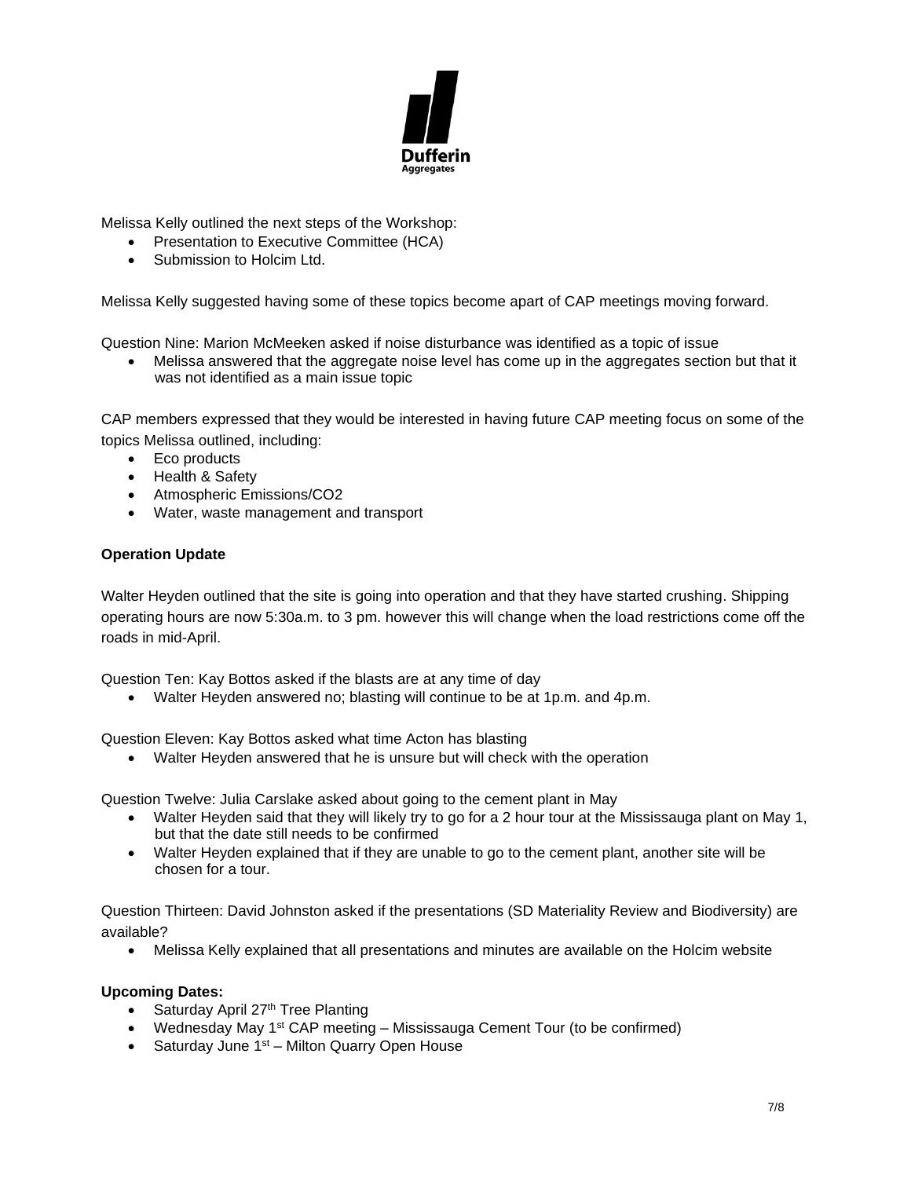Melissa Kelly outlined the next steps of the Workshop:

- Presentation to Executive Committee (HCA)
- Submission to Holcim Ltd.

Melissa Kelly suggested having some of these topics become apart of CAP meetings moving forward.

Question Nine: Marion McMeeken asked if noise disturbance was identified as a topic of issue

- Melissa answered that the aggregate noise level has come up in the aggregates section but that it was not identified as a main issue topic

CAP members expressed that they would be interested in having future CAP meeting focus on some of the topics Melissa outlined, including:

- Eco products
- Health & Safety
- Atmospheric Emissions/CO2
- Water, waste management and transport

**Operation Update**

Walter Heyden outlined that the site is going into operation and that they have started crushing. Shipping operating hours are now 5:30a.m. to 3 pm. however this will change when the load restrictions come off the roads in mid-April.

Question Ten: Kay Bottos asked if the blasts are at any time of day

- Walter Heyden answered no; blasting will continue to be at 1p.m. and 4p.m.

Question Eleven: Kay Bottos asked what time Acton has blasting

- Walter Heyden answered that he is unsure but will check with the operation

Question Twelve: Julia Carslake asked about going to the cement plant in May

- Walter Heyden said that they will likely try to go for a 2 hour tour at the Mississauga plant on May 1, but that the date still needs to be confirmed
- Walter Heyden explained that if they are unable to go to the cement plant, another site will be chosen for a tour.

Question Thirteen: David Johnston asked if the presentations (SD Materiality Review and Biodiversity) are available?

- Melissa Kelly explained that all presentations and minutes are available on the Holcim website

**Upcoming Dates:**

- Saturday April 27th Tree Planting
- Wednesday May 1st CAP meeting – Mississauga Cement Tour (to be confirmed)
- Saturday June 1st – Milton Quarry Open House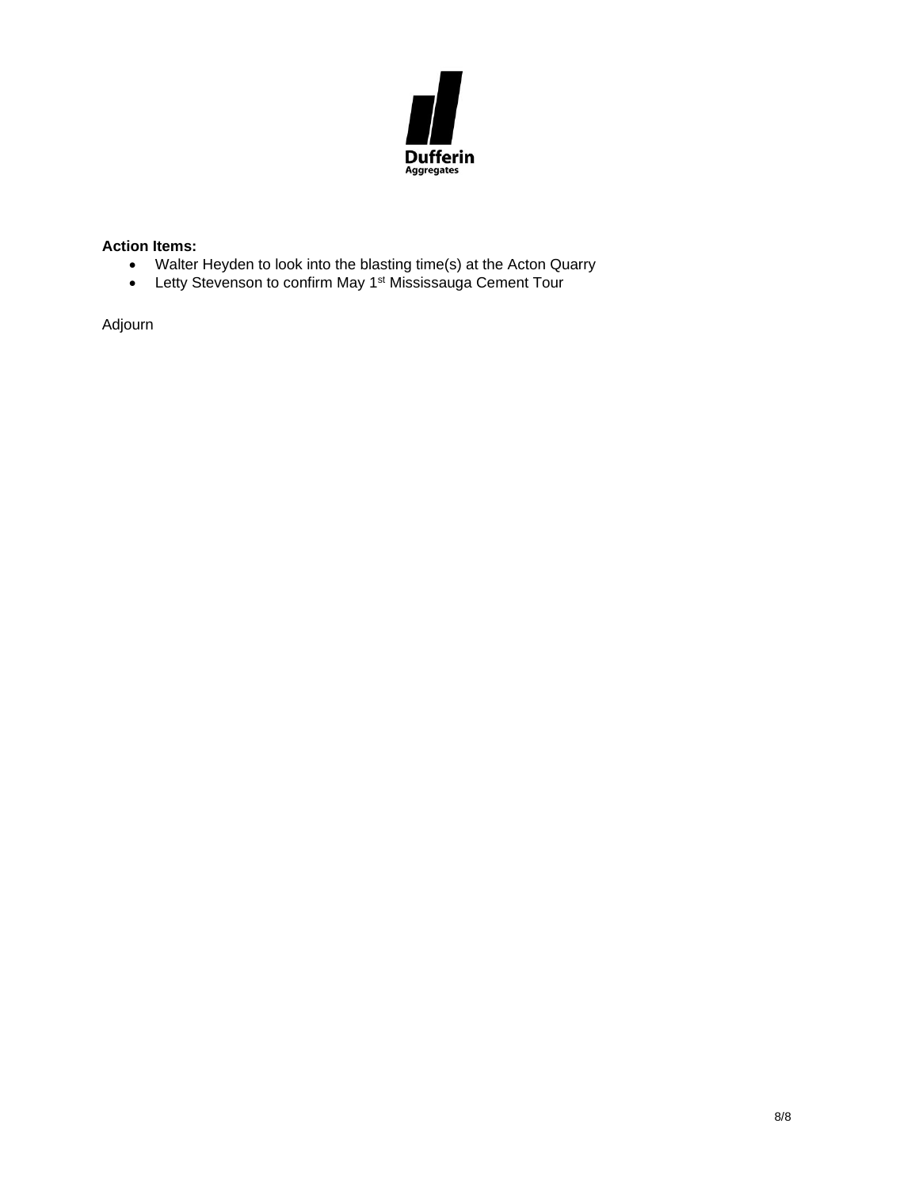**Action Items:**

- Walter Heyden to look into the blasting time(s) at the Acton Quarry
- Letty Stevenson to confirm May 1st Mississauga Cement Tour

Adjourn